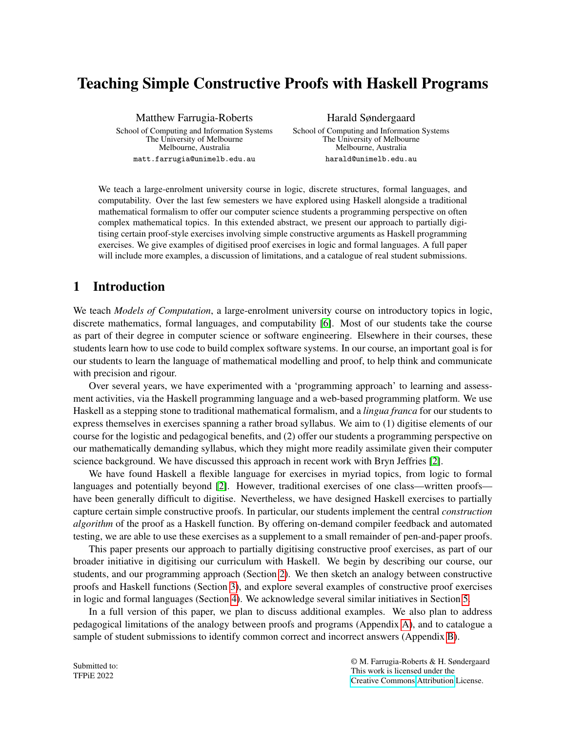# Teaching Simple Constructive Proofs with Haskell Programs

Matthew Farrugia-Roberts
School of Computing and Information Systems
The University of Melbourne
Melbourne, Australia
matt.farrugia@unimelb.edu.au

Harald Søndergaard
School of Computing and Information Systems
The University of Melbourne
Melbourne, Australia
harald@unimelb.edu.au

We teach a large-enrolment university course in logic, discrete structures, formal languages, and computability. Over the last few semesters we have explored using Haskell alongside a traditional mathematical formalism to offer our computer science students a programming perspective on often complex mathematical topics. In this extended abstract, we present our approach to partially digitising certain proof-style exercises involving simple constructive arguments as Haskell programming exercises. We give examples of digitised proof exercises in logic and formal languages. A full paper will include more examples, a discussion of limitations, and a catalogue of real student submissions.

## 1 Introduction

We teach *Models of Computation*, a large-enrolment university course on introductory topics in logic, discrete mathematics, formal languages, and computability [6]. Most of our students take the course as part of their degree in computer science or software engineering. Elsewhere in their courses, these students learn how to use code to build complex software systems. In our course, an important goal is for our students to learn the language of mathematical modelling and proof, to help think and communicate with precision and rigour.

Over several years, we have experimented with a 'programming approach' to learning and assessment activities, via the Haskell programming language and a web-based programming platform. We use Haskell as a stepping stone to traditional mathematical formalism, and a *lingua franca* for our students to express themselves in exercises spanning a rather broad syllabus. We aim to (1) digitise elements of our course for the logistic and pedagogical benefits, and (2) offer our students a programming perspective on our mathematically demanding syllabus, which they might more readily assimilate given their computer science background. We have discussed this approach in recent work with Bryn Jeffries [2].

We have found Haskell a flexible language for exercises in myriad topics, from logic to formal languages and potentially beyond [2]. However, traditional exercises of one class—written proofs—have been generally difficult to digitise. Nevertheless, we have designed Haskell exercises to partially capture certain simple constructive proofs. In particular, our students implement the central *construction algorithm* of the proof as a Haskell function. By offering on-demand compiler feedback and automated testing, we are able to use these exercises as a supplement to a small remainder of pen-and-paper proofs.

This paper presents our approach to partially digitising constructive proof exercises, as part of our broader initiative in digitising our curriculum with Haskell. We begin by describing our course, our students, and our programming approach (Section 2). We then sketch an analogy between constructive proofs and Haskell functions (Section 3), and explore several examples of constructive proof exercises in logic and formal languages (Section 4). We acknowledge several similar initiatives in Section 5.

In a full version of this paper, we plan to discuss additional examples. We also plan to address pedagogical limitations of the analogy between proofs and programs (Appendix A), and to catalogue a sample of student submissions to identify common correct and incorrect answers (Appendix B).

Submitted to:
TFPiE 2022

© M. Farrugia-Roberts & H. Søndergaard
This work is licensed under the
Creative Commons Attribution License.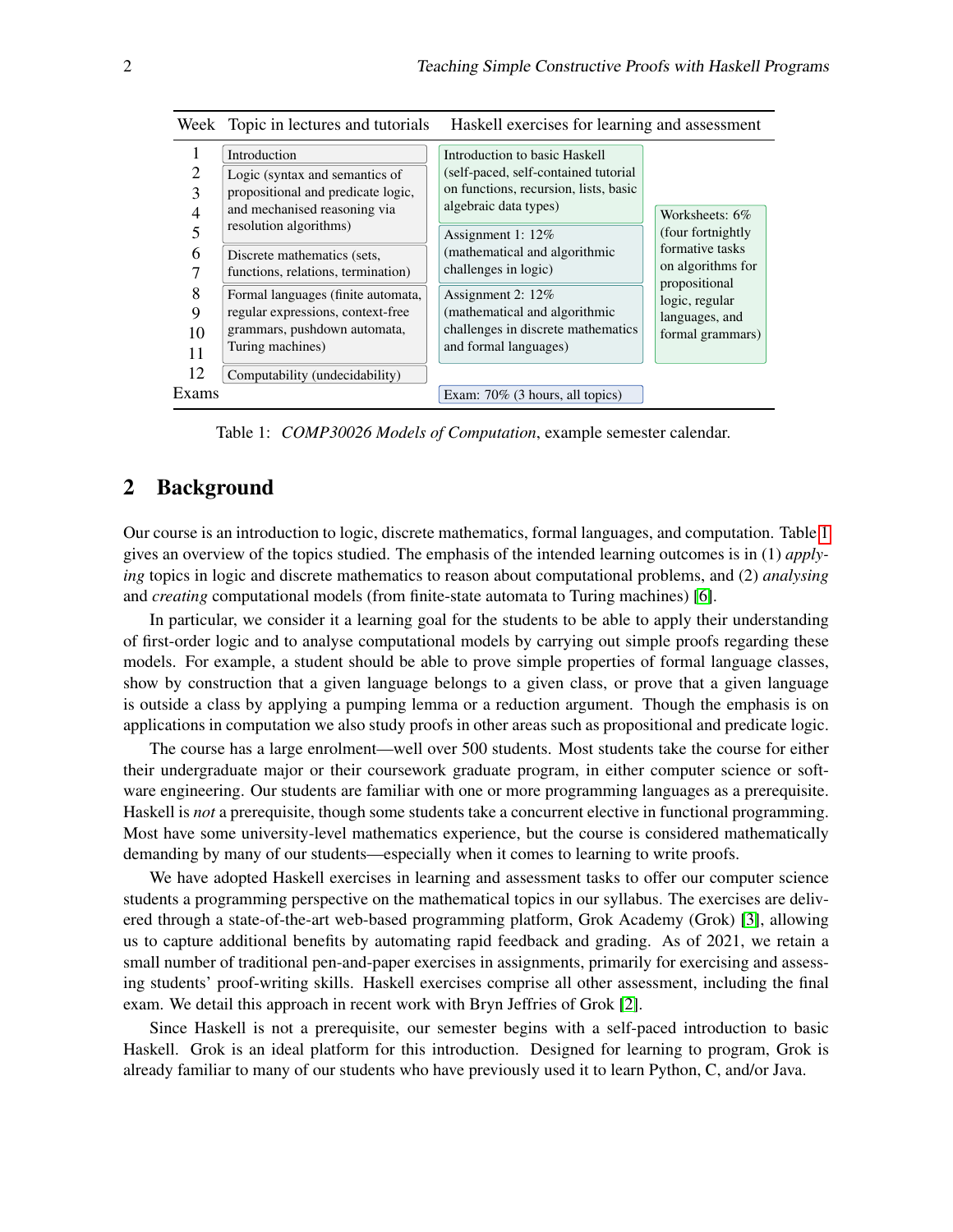| Week | Topic in lectures and tutorials | Haskell exercises for learning and assessment | |
|---|---|---|---|
| 1 | Introduction | Introduction to basic Haskell (self-paced, self-contained tutorial on functions, recursion, lists, basic algebraic data types) | Worksheets: 6% (four fortnightly formative tasks on algorithms for propositional logic, regular languages, and formal grammars) |
| 2 | Logic (syntax and semantics of propositional and predicate logic, and mechanised reasoning via resolution algorithms) | | |
| 3 | | | |
| 4 | | | |
| 5 | | Assignment 1: 12% (mathematical and algorithmic challenges in logic) | |
| 6 | Discrete mathematics (sets, functions, relations, termination) | | |
| 7 | | | |
| 8 | Formal languages (finite automata, regular expressions, context-free grammars, pushdown automata, Turing machines) | Assignment 2: 12% (mathematical and algorithmic challenges in discrete mathematics and formal languages) | |
| 9 | | | |
| 10 | | | |
| 11 | | | |
| 12 | Computability (undecidability) | | |
| Exams | | Exam: 70% (3 hours, all topics) | |

Table 1: *COMP30026 Models of Computation*, example semester calendar.

## 2 Background

Our course is an introduction to logic, discrete mathematics, formal languages, and computation. Table 1 gives an overview of the topics studied. The emphasis of the intended learning outcomes is in (1) *applying* topics in logic and discrete mathematics to reason about computational problems, and (2) *analysing* and *creating* computational models (from finite-state automata to Turing machines) [6].

In particular, we consider it a learning goal for the students to be able to apply their understanding of first-order logic and to analyse computational models by carrying out simple proofs regarding these models. For example, a student should be able to prove simple properties of formal language classes, show by construction that a given language belongs to a given class, or prove that a given language is outside a class by applying a pumping lemma or a reduction argument. Though the emphasis is on applications in computation we also study proofs in other areas such as propositional and predicate logic.

The course has a large enrolment—well over 500 students. Most students take the course for either their undergraduate major or their coursework graduate program, in either computer science or software engineering. Our students are familiar with one or more programming languages as a prerequisite. Haskell is *not* a prerequisite, though some students take a concurrent elective in functional programming. Most have some university-level mathematics experience, but the course is considered mathematically demanding by many of our students—especially when it comes to learning to write proofs.

We have adopted Haskell exercises in learning and assessment tasks to offer our computer science students a programming perspective on the mathematical topics in our syllabus. The exercises are delivered through a state-of-the-art web-based programming platform, Grok Academy (Grok) [3], allowing us to capture additional benefits by automating rapid feedback and grading. As of 2021, we retain a small number of traditional pen-and-paper exercises in assignments, primarily for exercising and assessing students' proof-writing skills. Haskell exercises comprise all other assessment, including the final exam. We detail this approach in recent work with Bryn Jeffries of Grok [2].

Since Haskell is not a prerequisite, our semester begins with a self-paced introduction to basic Haskell. Grok is an ideal platform for this introduction. Designed for learning to program, Grok is already familiar to many of our students who have previously used it to learn Python, C, and/or Java.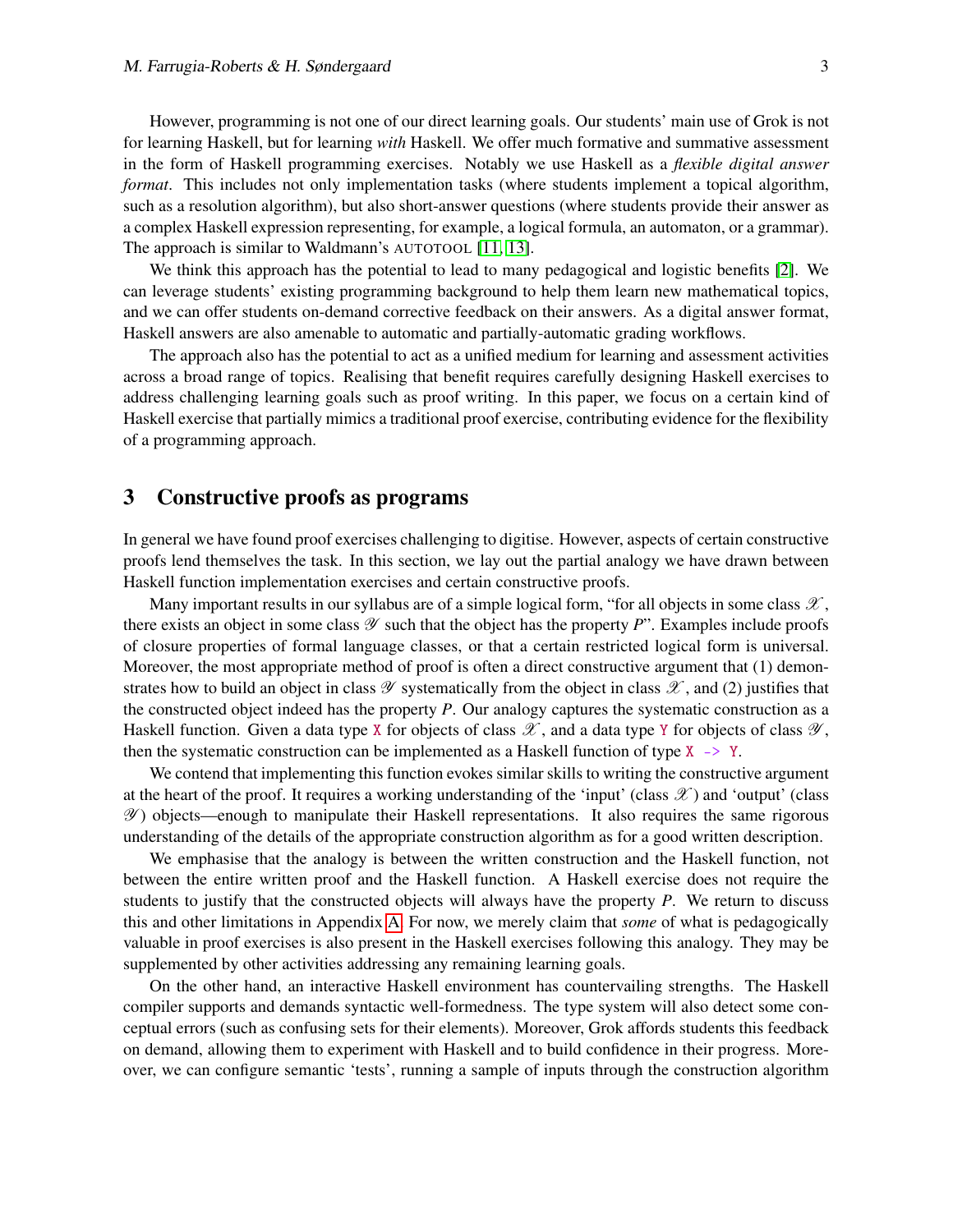However, programming is not one of our direct learning goals. Our students' main use of Grok is not for learning Haskell, but for learning *with* Haskell. We offer much formative and summative assessment in the form of Haskell programming exercises. Notably we use Haskell as a *flexible digital answer format*. This includes not only implementation tasks (where students implement a topical algorithm, such as a resolution algorithm), but also short-answer questions (where students provide their answer as a complex Haskell expression representing, for example, a logical formula, an automaton, or a grammar). The approach is similar to Waldmann's AUTOTOOL [11, 13].

We think this approach has the potential to lead to many pedagogical and logistic benefits [2]. We can leverage students' existing programming background to help them learn new mathematical topics, and we can offer students on-demand corrective feedback on their answers. As a digital answer format, Haskell answers are also amenable to automatic and partially-automatic grading workflows.

The approach also has the potential to act as a unified medium for learning and assessment activities across a broad range of topics. Realising that benefit requires carefully designing Haskell exercises to address challenging learning goals such as proof writing. In this paper, we focus on a certain kind of Haskell exercise that partially mimics a traditional proof exercise, contributing evidence for the flexibility of a programming approach.

## 3 Constructive proofs as programs

In general we have found proof exercises challenging to digitise. However, aspects of certain constructive proofs lend themselves the task. In this section, we lay out the partial analogy we have drawn between Haskell function implementation exercises and certain constructive proofs.

Many important results in our syllabus are of a simple logical form, "for all objects in some class $\mathscr{X}$, there exists an object in some class $\mathscr{Y}$ such that the object has the property $P$". Examples include proofs of closure properties of formal language classes, or that a certain restricted logical form is universal. Moreover, the most appropriate method of proof is often a direct constructive argument that (1) demonstrates how to build an object in class $\mathscr{Y}$ systematically from the object in class $\mathscr{X}$, and (2) justifies that the constructed object indeed has the property $P$. Our analogy captures the systematic construction as a Haskell function. Given a data type `X` for objects of class $\mathscr{X}$, and a data type `Y` for objects of class $\mathscr{Y}$, then the systematic construction can be implemented as a Haskell function of type `X -> Y`.

We contend that implementing this function evokes similar skills to writing the constructive argument at the heart of the proof. It requires a working understanding of the 'input' (class $\mathscr{X}$) and 'output' (class $\mathscr{Y}$) objects—enough to manipulate their Haskell representations. It also requires the same rigorous understanding of the details of the appropriate construction algorithm as for a good written description.

We emphasise that the analogy is between the written construction and the Haskell function, not between the entire written proof and the Haskell function. A Haskell exercise does not require the students to justify that the constructed objects will always have the property $P$. We return to discuss this and other limitations in Appendix A. For now, we merely claim that *some* of what is pedagogically valuable in proof exercises is also present in the Haskell exercises following this analogy. They may be supplemented by other activities addressing any remaining learning goals.

On the other hand, an interactive Haskell environment has countervailing strengths. The Haskell compiler supports and demands syntactic well-formedness. The type system will also detect some conceptual errors (such as confusing sets for their elements). Moreover, Grok affords students this feedback on demand, allowing them to experiment with Haskell and to build confidence in their progress. Moreover, we can configure semantic 'tests', running a sample of inputs through the construction algorithm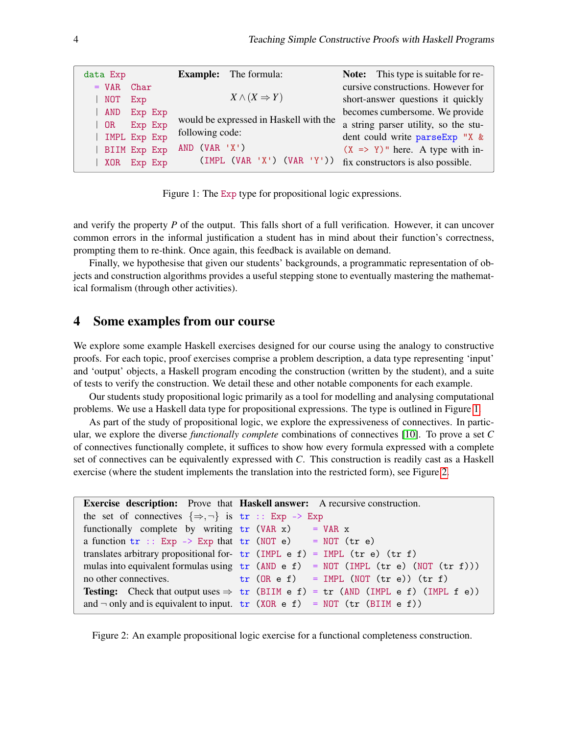```haskell
data Exp
  = VAR  Char
  | NOT  Exp
  | AND  Exp Exp
  | OR   Exp Exp
  | IMPL Exp Exp
  | BIIM Exp Exp
  | XOR  Exp Exp
```

**Example:** The formula:

$$X \land (X \Rightarrow Y)$$

would be expressed in Haskell with the following code:

```haskell
AND (VAR 'X')
    (IMPL (VAR 'X') (VAR 'Y'))
```

**Note:** This type is suitable for recursive constructions. However for short-answer questions it quickly becomes cumbersome. We provide a string parser utility, so the student could write `parseExp "X & (X => Y)"` here. A type with infix constructors is also possible.

Figure 1: The `Exp` type for propositional logic expressions.

and verify the property $P$ of the output. This falls short of a full verification. However, it can uncover common errors in the informal justification a student has in mind about their function's correctness, prompting them to re-think. Once again, this feedback is available on demand.

Finally, we hypothesise that given our students' backgrounds, a programmatic representation of objects and construction algorithms provides a useful stepping stone to eventually mastering the mathematical formalism (through other activities).

## 4 Some examples from our course

We explore some example Haskell exercises designed for our course using the analogy to constructive proofs. For each topic, proof exercises comprise a problem description, a data type representing 'input' and 'output' objects, a Haskell program encoding the construction (written by the student), and a suite of tests to verify the construction. We detail these and other notable components for each example.

Our students study propositional logic primarily as a tool for modelling and analysing computational problems. We use a Haskell data type for propositional expressions. The type is outlined in Figure 1.

As part of the study of propositional logic, we explore the expressiveness of connectives. In particular, we explore the diverse *functionally complete* combinations of connectives [10]. To prove a set $C$ of connectives functionally complete, it suffices to show how every formula expressed with a complete set of connectives can be equivalently expressed with $C$. This construction is readily cast as a Haskell exercise (where the student implements the translation into the restricted form), see Figure 2.

**Exercise description:** Prove that the set of connectives $\{\Rightarrow, \neg\}$ is functionally complete by writing a function `tr :: Exp -> Exp` that translates arbitrary propositional formulas into equivalent formulas using no other connectives.

**Testing:** Check that output uses $\Rightarrow$ and $\neg$ only and is equivalent to input.

**Haskell answer:** A recursive construction.

```haskell
tr :: Exp -> Exp
tr (VAR x)    = VAR x
tr (NOT e)    = NOT (tr e)
tr (IMPL e f) = IMPL (tr e) (tr f)
tr (AND e f)  = NOT (IMPL (tr e) (NOT (tr f)))
tr (OR e f)   = IMPL (NOT (tr e)) (tr f)
tr (BIIM e f) = tr (AND (IMPL e f) (IMPL f e))
tr (XOR e f)  = NOT (tr (BIIM e f))
```

Figure 2: An example propositional logic exercise for a functional completeness construction.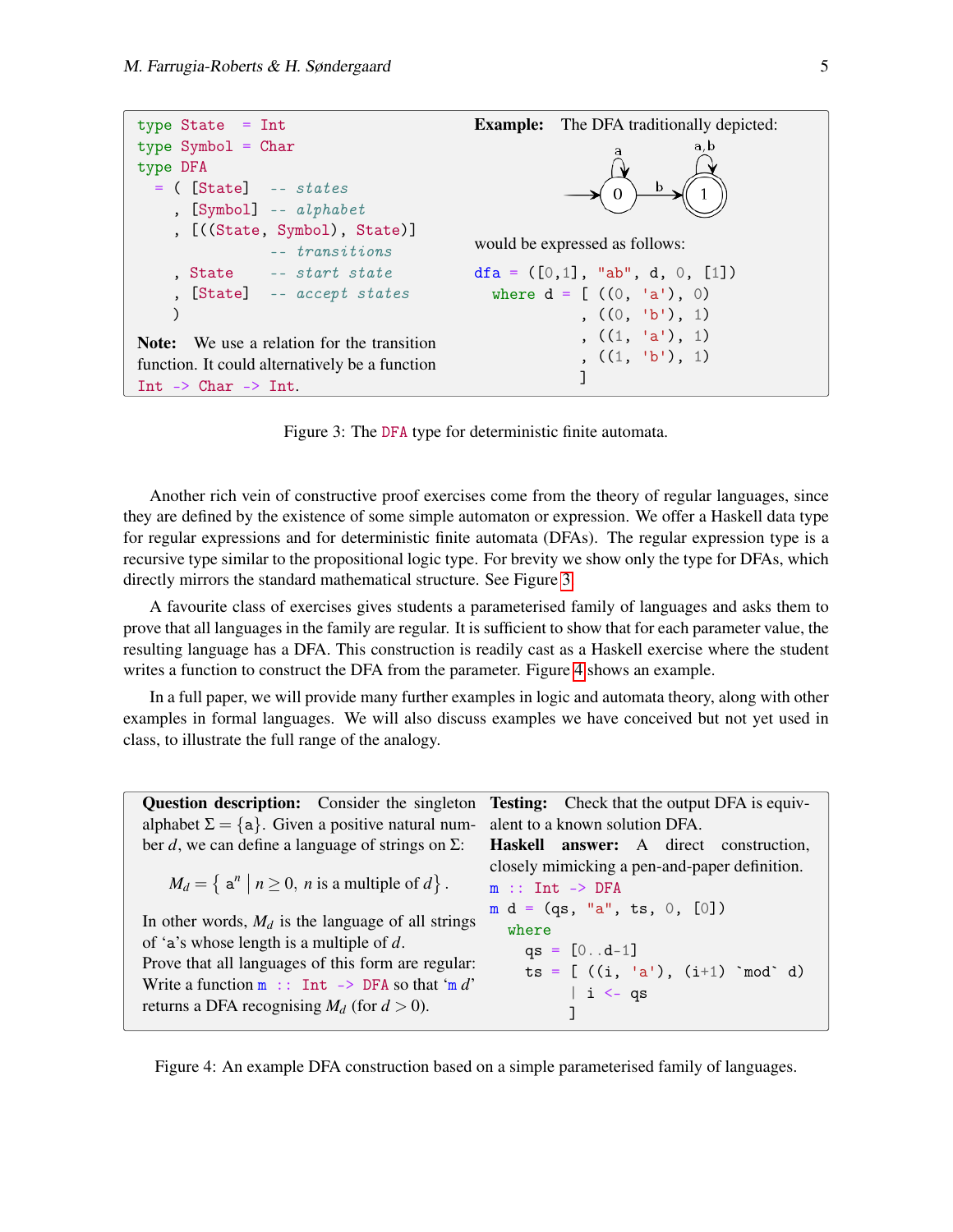```haskell
type State  = Int
type Symbol = Char
type DFA
  = ( [State]   -- states
    , [Symbol]  -- alphabet
    , [((State, Symbol), State)]
                -- transitions
    , State     -- start state
    , [State]   -- accept states
    )
```

**Note:** We use a relation for the transition function. It could alternatively be a function `Int -> Char -> Int`.

**Example:** The DFA traditionally depicted:

(DFA diagram: start state 0 with self-loop on a; transition on b from 0 to accepting state 1; state 1 has self-loop on a,b)

would be expressed as follows:

```haskell
dfa = ([0,1], "ab", d, 0, [1])
  where d = [ ((0, 'a'), 0)
            , ((0, 'b'), 1)
            , ((1, 'a'), 1)
            , ((1, 'b'), 1)
            ]
```

Figure 3: The `DFA` type for deterministic finite automata.

Another rich vein of constructive proof exercises come from the theory of regular languages, since they are defined by the existence of some simple automaton or expression. We offer a Haskell data type for regular expressions and for deterministic finite automata (DFAs). The regular expression type is a recursive type similar to the propositional logic type. For brevity we show only the type for DFAs, which directly mirrors the standard mathematical structure. See Figure 3.

A favourite class of exercises gives students a parameterised family of languages and asks them to prove that all languages in the family are regular. It is sufficient to show that for each parameter value, the resulting language has a DFA. This construction is readily cast as a Haskell exercise where the student writes a function to construct the DFA from the parameter. Figure 4 shows an example.

In a full paper, we will provide many further examples in logic and automata theory, along with other examples in formal languages. We will also discuss examples we have conceived but not yet used in class, to illustrate the full range of the analogy.

**Question description:** Consider the singleton alphabet $\Sigma = \{\mathtt{a}\}$. Given a positive natural number $d$, we can define a language of strings on $\Sigma$:

$$M_d = \left\{ \mathtt{a}^n \;\middle|\; n \geq 0,\ n \text{ is a multiple of } d \right\}.$$

In other words, $M_d$ is the language of all strings of 'a's whose length is a multiple of $d$.
Prove that all languages of this form are regular: Write a function `m :: Int -> DFA` so that '`m` $d$' returns a DFA recognising $M_d$ (for $d > 0$).

**Testing:** Check that the output DFA is equivalent to a known solution DFA.

**Haskell answer:** A direct construction, closely mimicking a pen-and-paper definition.

```haskell
m :: Int -> DFA
m d = (qs, "a", ts, 0, [0])
  where
    qs = [0..d-1]
    ts = [ ((i, 'a'), (i+1) `mod` d)
         | i <- qs
         ]
```

Figure 4: An example DFA construction based on a simple parameterised family of languages.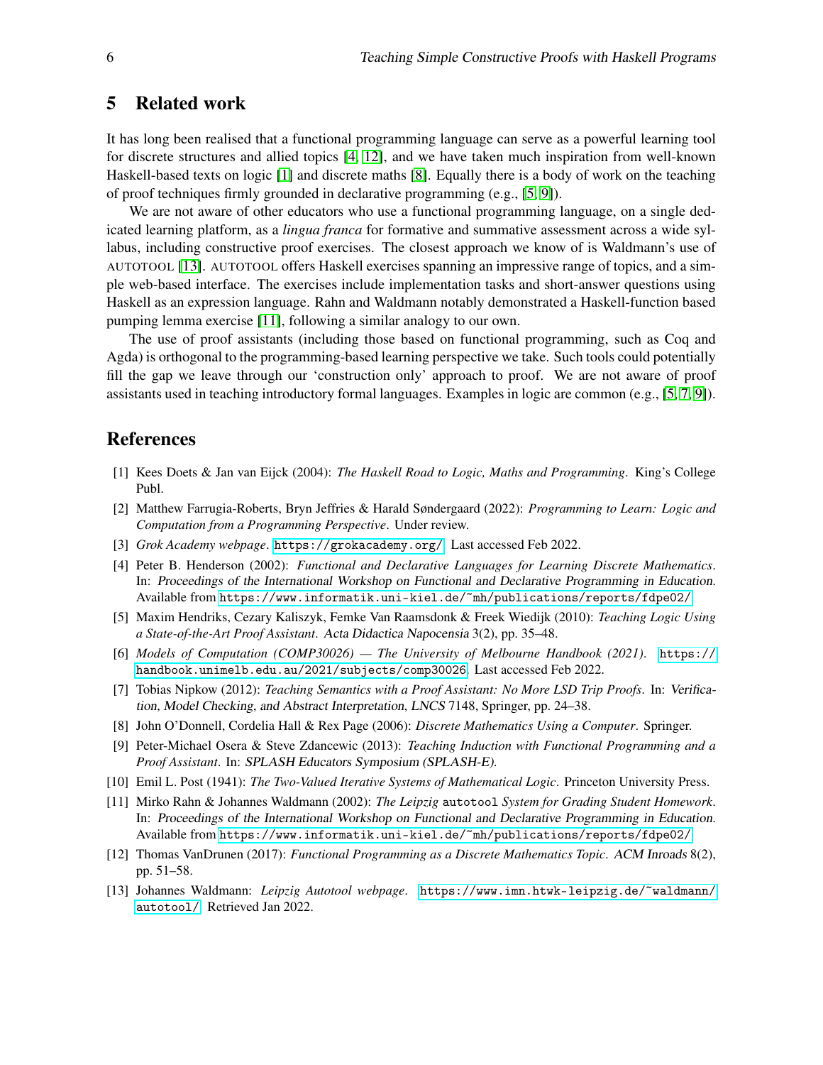## 5 Related work

It has long been realised that a functional programming language can serve as a powerful learning tool for discrete structures and allied topics [4, 12], and we have taken much inspiration from well-known Haskell-based texts on logic [1] and discrete maths [8]. Equally there is a body of work on the teaching of proof techniques firmly grounded in declarative programming (e.g., [5, 9]).

We are not aware of other educators who use a functional programming language, on a single dedicated learning platform, as a *lingua franca* for formative and summative assessment across a wide syllabus, including constructive proof exercises. The closest approach we know of is Waldmann's use of AUTOTOOL [13]. AUTOTOOL offers Haskell exercises spanning an impressive range of topics, and a simple web-based interface. The exercises include implementation tasks and short-answer questions using Haskell as an expression language. Rahn and Waldmann notably demonstrated a Haskell-function based pumping lemma exercise [11], following a similar analogy to our own.

The use of proof assistants (including those based on functional programming, such as Coq and Agda) is orthogonal to the programming-based learning perspective we take. Such tools could potentially fill the gap we leave through our 'construction only' approach to proof. We are not aware of proof assistants used in teaching introductory formal languages. Examples in logic are common (e.g., [5, 7, 9]).

## References

[1] Kees Doets & Jan van Eijck (2004): *The Haskell Road to Logic, Maths and Programming*. King's College Publ.

[2] Matthew Farrugia-Roberts, Bryn Jeffries & Harald Søndergaard (2022): *Programming to Learn: Logic and Computation from a Programming Perspective*. Under review.

[3] *Grok Academy webpage*. https://grokacademy.org/. Last accessed Feb 2022.

[4] Peter B. Henderson (2002): *Functional and Declarative Languages for Learning Discrete Mathematics*. In: Proceedings of the International Workshop on Functional and Declarative Programming in Education. Available from https://www.informatik.uni-kiel.de/~mh/publications/reports/fdpe02/.

[5] Maxim Hendriks, Cezary Kaliszyk, Femke Van Raamsdonk & Freek Wiedijk (2010): *Teaching Logic Using a State-of-the-Art Proof Assistant*. Acta Didactica Napocensia 3(2), pp. 35–48.

[6] *Models of Computation (COMP30026) — The University of Melbourne Handbook (2021)*. https://handbook.unimelb.edu.au/2021/subjects/comp30026. Last accessed Feb 2022.

[7] Tobias Nipkow (2012): *Teaching Semantics with a Proof Assistant: No More LSD Trip Proofs*. In: Verification, Model Checking, and Abstract Interpretation, LNCS 7148, Springer, pp. 24–38.

[8] John O'Donnell, Cordelia Hall & Rex Page (2006): *Discrete Mathematics Using a Computer*. Springer.

[9] Peter-Michael Osera & Steve Zdancewic (2013): *Teaching Induction with Functional Programming and a Proof Assistant*. In: SPLASH Educators Symposium (SPLASH-E).

[10] Emil L. Post (1941): *The Two-Valued Iterative Systems of Mathematical Logic*. Princeton University Press.

[11] Mirko Rahn & Johannes Waldmann (2002): *The Leipzig* autotool *System for Grading Student Homework*. In: Proceedings of the International Workshop on Functional and Declarative Programming in Education. Available from https://www.informatik.uni-kiel.de/~mh/publications/reports/fdpe02/.

[12] Thomas VanDrunen (2017): *Functional Programming as a Discrete Mathematics Topic*. ACM Inroads 8(2), pp. 51–58.

[13] Johannes Waldmann: *Leipzig Autotool webpage*. https://www.imn.htwk-leipzig.de/~waldmann/autotool/. Retrieved Jan 2022.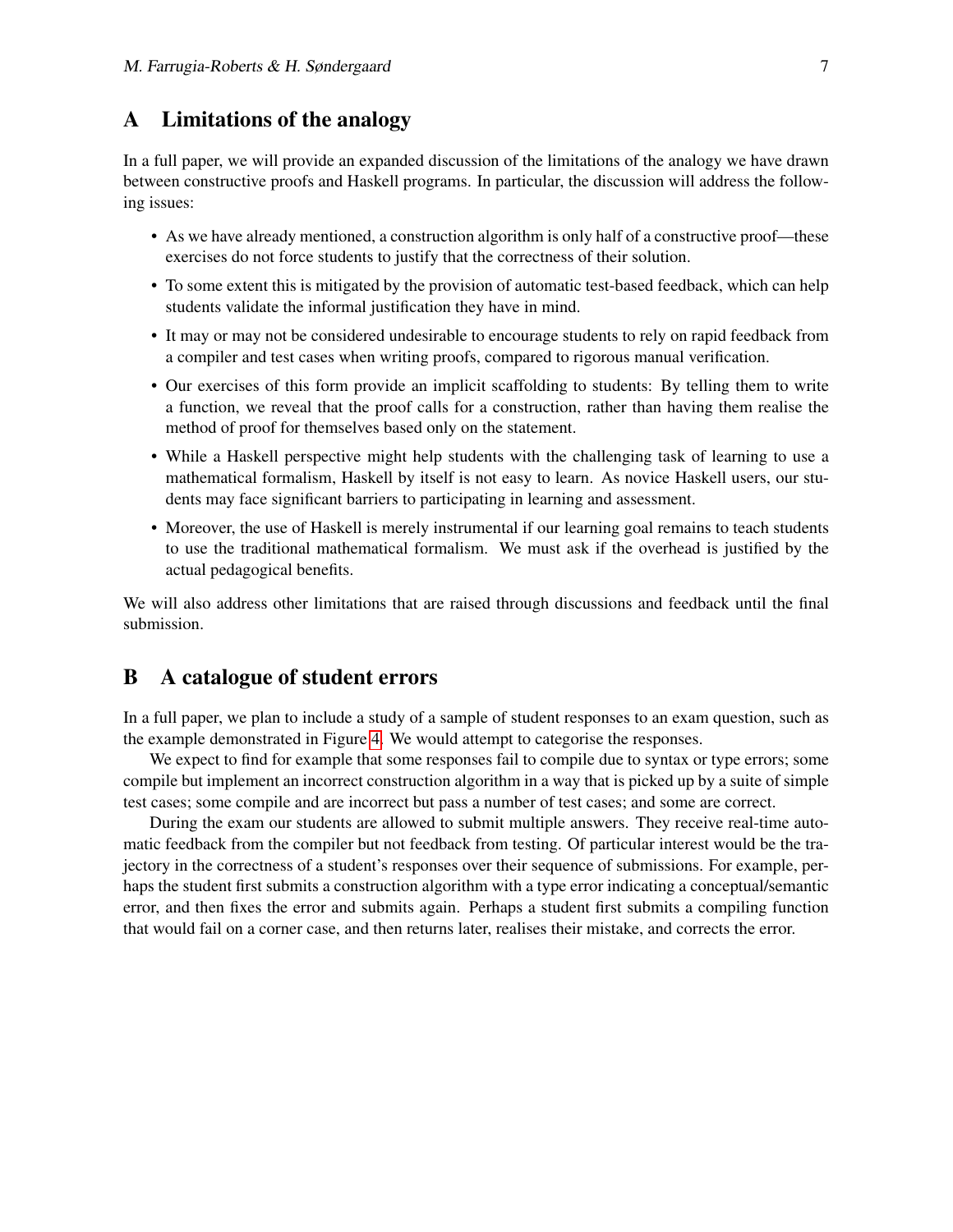# A Limitations of the analogy

In a full paper, we will provide an expanded discussion of the limitations of the analogy we have drawn between constructive proofs and Haskell programs. In particular, the discussion will address the following issues:

- As we have already mentioned, a construction algorithm is only half of a constructive proof—these exercises do not force students to justify that the correctness of their solution.
- To some extent this is mitigated by the provision of automatic test-based feedback, which can help students validate the informal justification they have in mind.
- It may or may not be considered undesirable to encourage students to rely on rapid feedback from a compiler and test cases when writing proofs, compared to rigorous manual verification.
- Our exercises of this form provide an implicit scaffolding to students: By telling them to write a function, we reveal that the proof calls for a construction, rather than having them realise the method of proof for themselves based only on the statement.
- While a Haskell perspective might help students with the challenging task of learning to use a mathematical formalism, Haskell by itself is not easy to learn. As novice Haskell users, our students may face significant barriers to participating in learning and assessment.
- Moreover, the use of Haskell is merely instrumental if our learning goal remains to teach students to use the traditional mathematical formalism. We must ask if the overhead is justified by the actual pedagogical benefits.

We will also address other limitations that are raised through discussions and feedback until the final submission.

# B A catalogue of student errors

In a full paper, we plan to include a study of a sample of student responses to an exam question, such as the example demonstrated in Figure 4. We would attempt to categorise the responses.

We expect to find for example that some responses fail to compile due to syntax or type errors; some compile but implement an incorrect construction algorithm in a way that is picked up by a suite of simple test cases; some compile and are incorrect but pass a number of test cases; and some are correct.

During the exam our students are allowed to submit multiple answers. They receive real-time automatic feedback from the compiler but not feedback from testing. Of particular interest would be the trajectory in the correctness of a student's responses over their sequence of submissions. For example, perhaps the student first submits a construction algorithm with a type error indicating a conceptual/semantic error, and then fixes the error and submits again. Perhaps a student first submits a compiling function that would fail on a corner case, and then returns later, realises their mistake, and corrects the error.